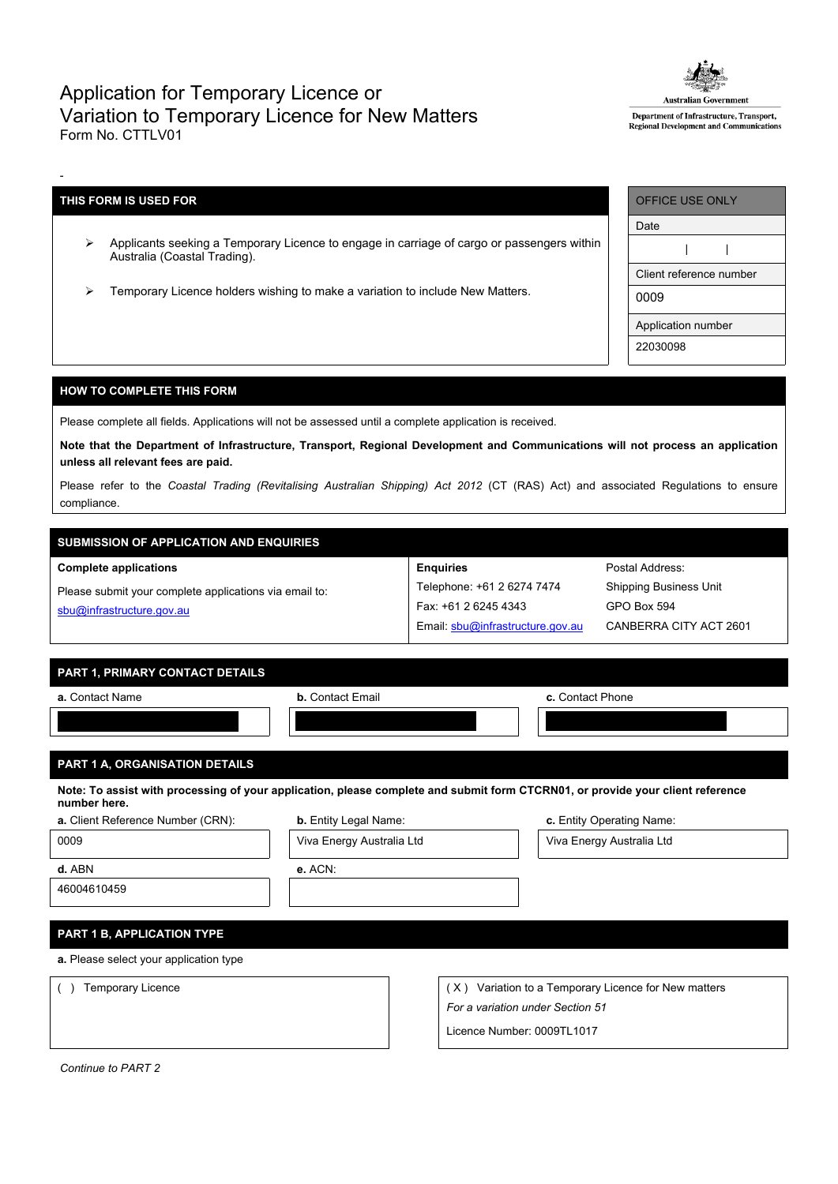# Application for Temporary Licence or Variation to Temporary Licence for New Matters

Form No. CTTLV01

Australian Government
Department of Infrastructure, Transport, Regional Development and Communications

-

| THIS FORM IS USED FOR | OFFICE USE ONLY |
|---|---|
| ➢ Applicants seeking a Temporary Licence to engage in carriage of cargo or passengers within Australia (Coastal Trading). | Date |
| | \| \| |
| ➢ Temporary Licence holders wishing to make a variation to include New Matters. | Client reference number |
| | 0009 |
| | Application number |
| | 22030098 |

## HOW TO COMPLETE THIS FORM

Please complete all fields. Applications will not be assessed until a complete application is received.

**Note that the Department of Infrastructure, Transport, Regional Development and Communications will not process an application unless all relevant fees are paid.**

Please refer to the *Coastal Trading (Revitalising Australian Shipping) Act 2012* (CT (RAS) Act) and associated Regulations to ensure compliance.

## SUBMISSION OF APPLICATION AND ENQUIRIES

| Complete applications | Enquiries | Postal Address: |
|---|---|---|
| Please submit your complete applications via email to: | Telephone: +61 2 6274 7474 | Shipping Business Unit |
| sbu@infrastructure.gov.au | Fax: +61 2 6245 4343 | GPO Box 594 |
| | Email: sbu@infrastructure.gov.au | CANBERRA CITY ACT 2601 |

## PART 1, PRIMARY CONTACT DETAILS

| a. Contact Name | b. Contact Email | c. Contact Phone |
|---|---|---|
| [REDACTED] | [REDACTED] | [REDACTED] |

## PART 1 A, ORGANISATION DETAILS

**Note: To assist with processing of your application, please complete and submit form CTCRN01, or provide your client reference number here.**

| a. Client Reference Number (CRN): | b. Entity Legal Name: | c. Entity Operating Name: |
|---|---|---|
| 0009 | Viva Energy Australia Ltd | Viva Energy Australia Ltd |
| **d.** ABN | **e.** ACN: | |
| 46004610459 | | |

## PART 1 B, APPLICATION TYPE

**a.** Please select your application type

| ( ) Temporary Licence | ( X ) Variation to a Temporary Licence for New matters |
|---|---|
| | *For a variation under Section 51* |
| | Licence Number: 0009TL1017 |

*Continue to PART 2*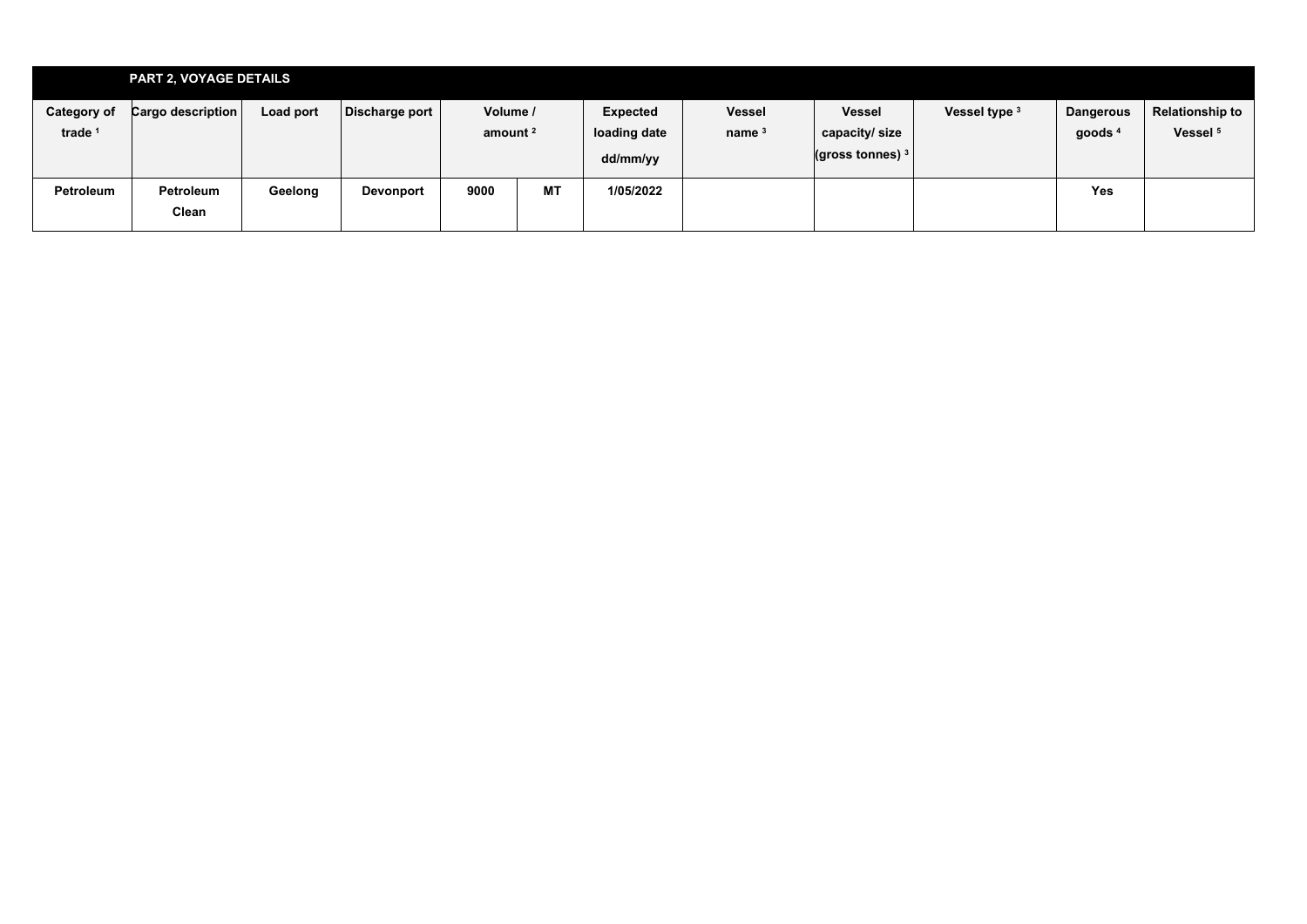## PART 2, VOYAGE DETAILS

| Category of trade [1] | Cargo description | Load port | Discharge port | Volume / amount [2] | | Expected loading date dd/mm/yy | Vessel name [3] | Vessel capacity/ size (gross tonnes) [3] | Vessel type [3] | Dangerous goods [4] | Relationship to Vessel [5] |
|---|---|---|---|---|---|---|---|---|---|---|---|
| Petroleum | Petroleum Clean | Geelong | Devonport | 9000 | MT | 1/05/2022 | | | | Yes | |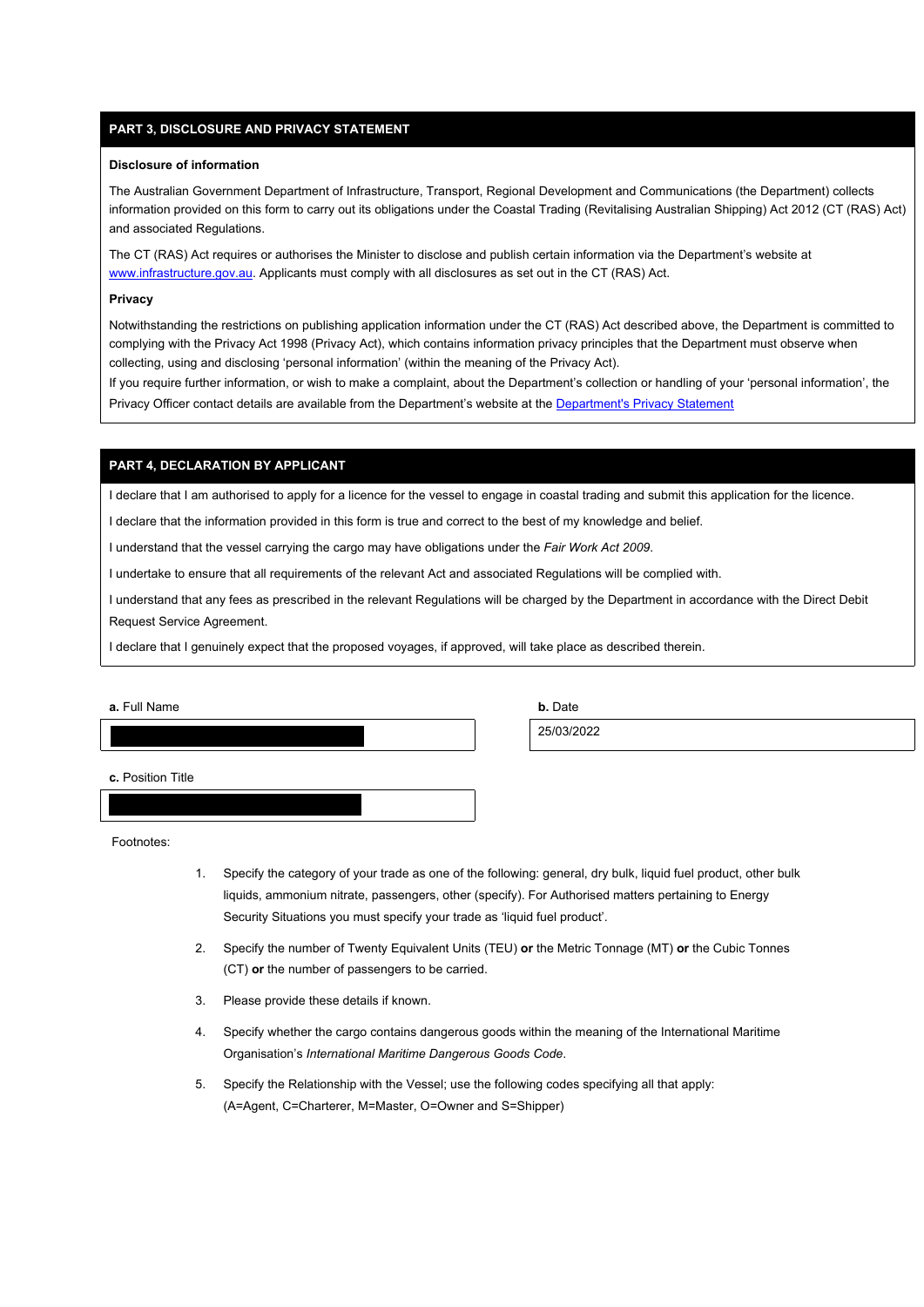## PART 3, DISCLOSURE AND PRIVACY STATEMENT

**Disclosure of information**

The Australian Government Department of Infrastructure, Transport, Regional Development and Communications (the Department) collects information provided on this form to carry out its obligations under the Coastal Trading (Revitalising Australian Shipping) Act 2012 (CT (RAS) Act) and associated Regulations.

The CT (RAS) Act requires or authorises the Minister to disclose and publish certain information via the Department's website at [www.infrastructure.gov.au](www.infrastructure.gov.au). Applicants must comply with all disclosures as set out in the CT (RAS) Act.

**Privacy**

Notwithstanding the restrictions on publishing application information under the CT (RAS) Act described above, the Department is committed to complying with the Privacy Act 1998 (Privacy Act), which contains information privacy principles that the Department must observe when collecting, using and disclosing 'personal information' (within the meaning of the Privacy Act).

If you require further information, or wish to make a complaint, about the Department's collection or handling of your 'personal information', the Privacy Officer contact details are available from the Department's website at the Department's Privacy Statement

## PART 4, DECLARATION BY APPLICANT

I declare that I am authorised to apply for a licence for the vessel to engage in coastal trading and submit this application for the licence.

I declare that the information provided in this form is true and correct to the best of my knowledge and belief.

I understand that the vessel carrying the cargo may have obligations under the *Fair Work Act 2009*.

I undertake to ensure that all requirements of the relevant Act and associated Regulations will be complied with.

I understand that any fees as prescribed in the relevant Regulations will be charged by the Department in accordance with the Direct Debit Request Service Agreement.

I declare that I genuinely expect that the proposed voyages, if approved, will take place as described therein.

**a.** Full Name

[REDACTED]

**b.** Date

25/03/2022

**c.** Position Title

[REDACTED]

Footnotes:

1. Specify the category of your trade as one of the following: general, dry bulk, liquid fuel product, other bulk liquids, ammonium nitrate, passengers, other (specify). For Authorised matters pertaining to Energy Security Situations you must specify your trade as 'liquid fuel product'.
2. Specify the number of Twenty Equivalent Units (TEU) **or** the Metric Tonnage (MT) **or** the Cubic Tonnes (CT) **or** the number of passengers to be carried.
3. Please provide these details if known.
4. Specify whether the cargo contains dangerous goods within the meaning of the International Maritime Organisation's *International Maritime Dangerous Goods Code*.
5. Specify the Relationship with the Vessel; use the following codes specifying all that apply: (A=Agent, C=Charterer, M=Master, O=Owner and S=Shipper)